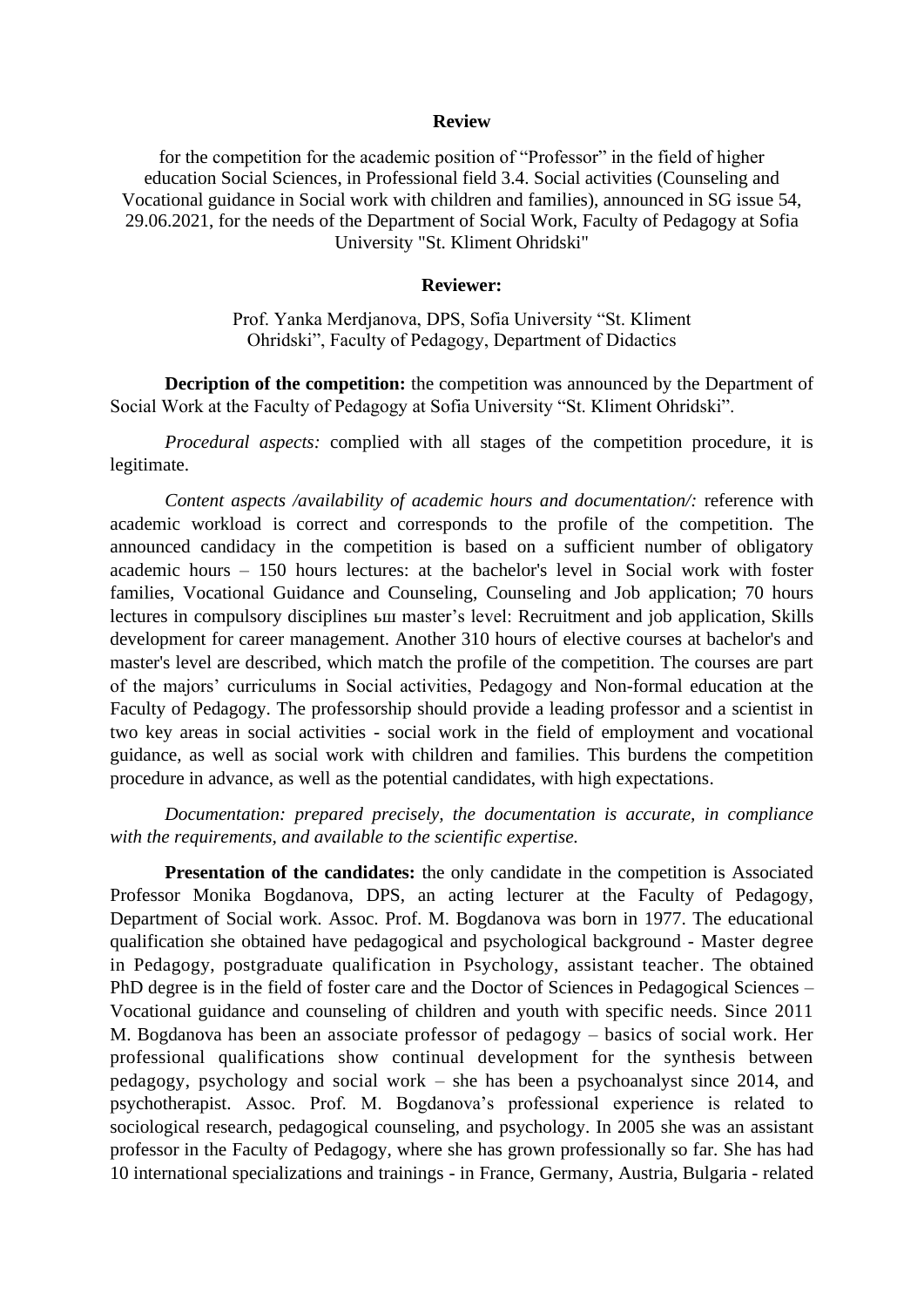**Review**

for the competition for the academic position of “Professor” in the field of higher education Social Sciences, in Professional field 3.4. Social activities (Counseling and Vocational guidance in Social work with children and families), announced in SG issue 54, 29.06.2021, for the needs of the Department of Social Work, Faculty of Pedagogy at Sofia University "St. Kliment Ohridski"

**Reviewer:**

Prof. Yanka Merdjanova, DPS, Sofia University “St. Kliment Ohridski”, Faculty of Pedagogy, Department of Didactics

**Decription of the competition:** the competition was announced by the Department of Social Work at the Faculty of Pedagogy at Sofia University “St. Kliment Ohridski”.

*Procedural aspects:* complied with all stages of the competition procedure, it is legitimate.

*Content aspects /availability of academic hours and documentation/:* reference with academic workload is correct and corresponds to the profile of the competition. The announced candidacy in the competition is based on a sufficient number of obligatory academic hours – 150 hours lectures: at the bachelor's level in Social work with foster families, Vocational Guidance and Counseling, Counseling and Job application; 70 hours lectures in compulsory disciplines ьш master’s level: Recruitment and job application, Skills development for career management. Another 310 hours of elective courses at bachelor's and master's level are described, which match the profile of the competition. The courses are part of the majors’ curriculums in Social activities, Pedagogy and Non-formal education at the Faculty of Pedagogy. The professorship should provide a leading professor and a scientist in two key areas in social activities - social work in the field of employment and vocational guidance, as well as social work with children and families. This burdens the competition procedure in advance, as well as the potential candidates, with high expectations.

*Documentation: prepared precisely, the documentation is accurate, in compliance with the requirements, and available to the scientific expertise.*

**Presentation of the candidates:** the only candidate in the competition is Associated Professor Monika Bogdanova, DPS, an acting lecturer at the Faculty of Pedagogy, Department of Social work. Assoc. Prof. M. Bogdanova was born in 1977. The educational qualification she obtained have pedagogical and psychological background - Master degree in Pedagogy, postgraduate qualification in Psychology, assistant teacher. The obtained PhD degree is in the field of foster care and the Doctor of Sciences in Pedagogical Sciences – Vocational guidance and counseling of children and youth with specific needs. Since 2011 M. Bogdanova has been an associate professor of pedagogy – basics of social work. Her professional qualifications show continual development for the synthesis between pedagogy, psychology and social work – she has been a psychoanalyst since 2014, and psychotherapist. Assoc. Prof. M. Bogdanova’s professional experience is related to sociological research, pedagogical counseling, and psychology. In 2005 she was an assistant professor in the Faculty of Pedagogy, where she has grown professionally so far. She has had 10 international specializations and trainings - in France, Germany, Austria, Bulgaria - related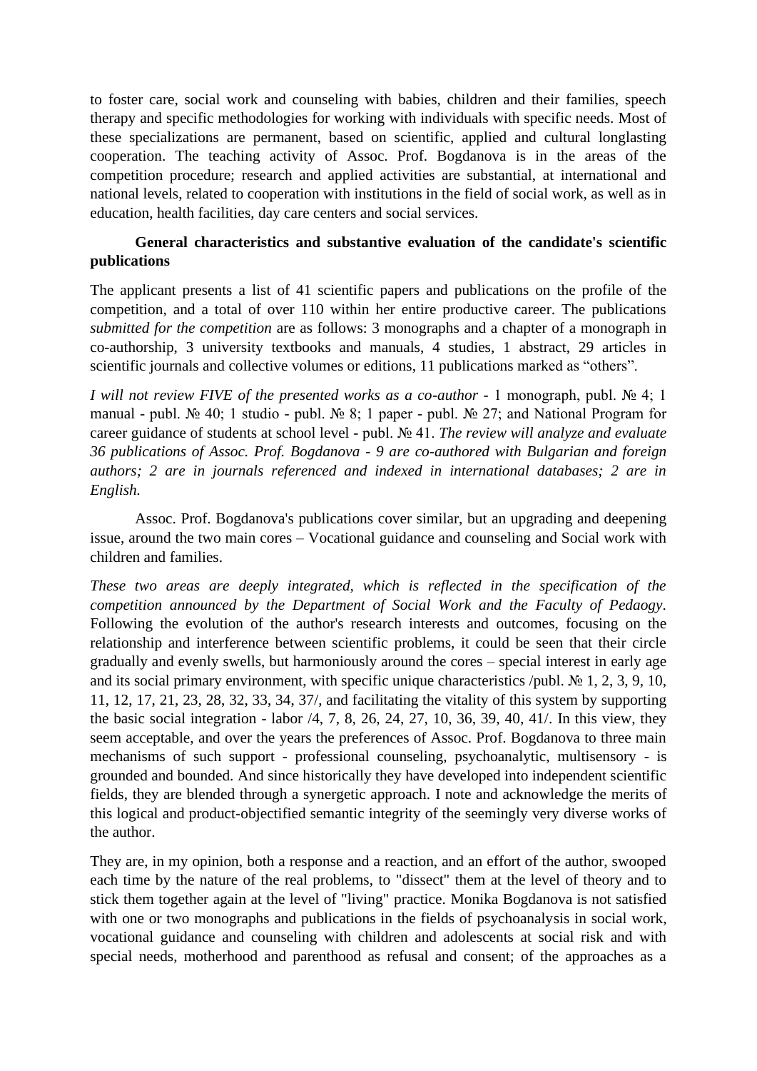to foster care, social work and counseling with babies, children and their families, speech therapy and specific methodologies for working with individuals with specific needs. Most of these specializations are permanent, based on scientific, applied and cultural longlasting cooperation. The teaching activity of Assoc. Prof. Bogdanova is in the areas of the competition procedure; research and applied activities are substantial, at international and national levels, related to cooperation with institutions in the field of social work, as well as in education, health facilities, day care centers and social services.

**General characteristics and substantive evaluation of the candidate's scientific publications**

The applicant presents a list of 41 scientific papers and publications on the profile of the competition, and a total of over 110 within her entire productive career. The publications *submitted for the competition* are as follows: 3 monographs and a chapter of a monograph in co-authorship, 3 university textbooks and manuals, 4 studies, 1 abstract, 29 articles in scientific journals and collective volumes or editions, 11 publications marked as "others".

*I will not review FIVE of the presented works as a co-author* - 1 monograph, publ. № 4; 1 manual - publ. № 40; 1 studio - publ. № 8; 1 paper - publ. № 27; and National Program for career guidance of students at school level - publ. № 41. *The review will analyze and evaluate 36 publications of Assoc. Prof. Bogdanova - 9 are co-authored with Bulgarian and foreign authors; 2 are in journals referenced and indexed in international databases; 2 are in English.*

Assoc. Prof. Bogdanova's publications cover similar, but an upgrading and deepening issue, around the two main cores – Vocational guidance and counseling and Social work with children and families.

*These two areas are deeply integrated, which is reflected in the specification of the competition announced by the Department of Social Work and the Faculty of Pedaogy*. Following the evolution of the author's research interests and outcomes, focusing on the relationship and interference between scientific problems, it could be seen that their circle gradually and evenly swells, but harmoniously around the cores – special interest in early age and its social primary environment, with specific unique characteristics /publ. № 1, 2, 3, 9, 10, 11, 12, 17, 21, 23, 28, 32, 33, 34, 37/, and facilitating the vitality of this system by supporting the basic social integration - labor /4, 7, 8, 26, 24, 27, 10, 36, 39, 40, 41/. In this view, they seem acceptable, and over the years the preferences of Assoc. Prof. Bogdanova to three main mechanisms of such support - professional counseling, psychoanalytic, multisensory - is grounded and bounded. And since historically they have developed into independent scientific fields, they are blended through a synergetic approach. I note and acknowledge the merits of this logical and product-objectified semantic integrity of the seemingly very diverse works of the author.

They are, in my opinion, both a response and a reaction, and an effort of the author, swooped each time by the nature of the real problems, to "dissect" them at the level of theory and to stick them together again at the level of "living" practice. Monika Bogdanova is not satisfied with one or two monographs and publications in the fields of psychoanalysis in social work, vocational guidance and counseling with children and adolescents at social risk and with special needs, motherhood and parenthood as refusal and consent; of the approaches as a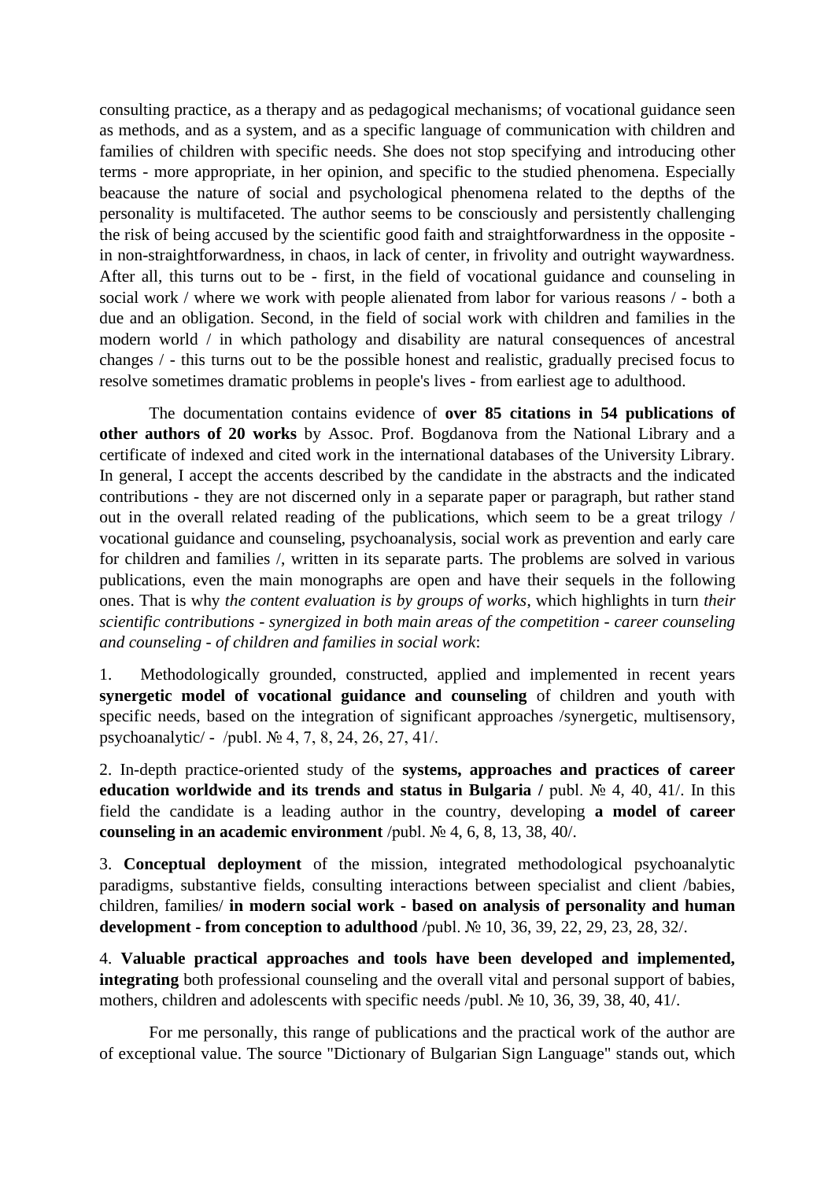consulting practice, as a therapy and as pedagogical mechanisms; of vocational guidance seen as methods, and as a system, and as a specific language of communication with children and families of children with specific needs. She does not stop specifying and introducing other terms - more appropriate, in her opinion, and specific to the studied phenomena. Especially beacause the nature of social and psychological phenomena related to the depths of the personality is multifaceted. The author seems to be consciously and persistently challenging the risk of being accused by the scientific good faith and straightforwardness in the opposite - in non-straightforwardness, in chaos, in lack of center, in frivolity and outright waywardness. After all, this turns out to be - first, in the field of vocational guidance and counseling in social work / where we work with people alienated from labor for various reasons / - both a due and an obligation. Second, in the field of social work with children and families in the modern world / in which pathology and disability are natural consequences of ancestral changes / - this turns out to be the possible honest and realistic, gradually precised focus to resolve sometimes dramatic problems in people's lives - from earliest age to adulthood.

The documentation contains evidence of **over 85 citations in 54 publications of other authors of 20 works** by Assoc. Prof. Bogdanova from the National Library and a certificate of indexed and cited work in the international databases of the University Library. In general, I accept the accents described by the candidate in the abstracts and the indicated contributions - they are not discerned only in a separate paper or paragraph, but rather stand out in the overall related reading of the publications, which seem to be a great trilogy / vocational guidance and counseling, psychoanalysis, social work as prevention and early care for children and families /, written in its separate parts. The problems are solved in various publications, even the main monographs are open and have their sequels in the following ones. That is why *the content evaluation is by groups of works*, which highlights in turn *their scientific contributions - synergized in both main areas of the competition - career counseling and counseling - of children and families in social work*:

1. Methodologically grounded, constructed, applied and implemented in recent years **synergetic model of vocational guidance and counseling** of children and youth with specific needs, based on the integration of significant approaches /synergetic, multisensory, psychoanalytic/ - /publ. № 4, 7, 8, 24, 26, 27, 41/.

2. In-depth practice-oriented study of the **systems, approaches and practices of career education worldwide and its trends and status in Bulgaria /** publ. № 4, 40, 41/. In this field the candidate is a leading author in the country, developing **a model of career counseling in an academic environment** /publ. № 4, 6, 8, 13, 38, 40/.

3. **Conceptual deployment** of the mission, integrated methodological psychoanalytic paradigms, substantive fields, consulting interactions between specialist and client /babies, children, families/ **in modern social work - based on analysis of personality and human development - from conception to adulthood** /publ. № 10, 36, 39, 22, 29, 23, 28, 32/.

4. **Valuable practical approaches and tools have been developed and implemented, integrating** both professional counseling and the overall vital and personal support of babies, mothers, children and adolescents with specific needs /publ. № 10, 36, 39, 38, 40, 41/.

For me personally, this range of publications and the practical work of the author are of exceptional value. The source "Dictionary of Bulgarian Sign Language" stands out, which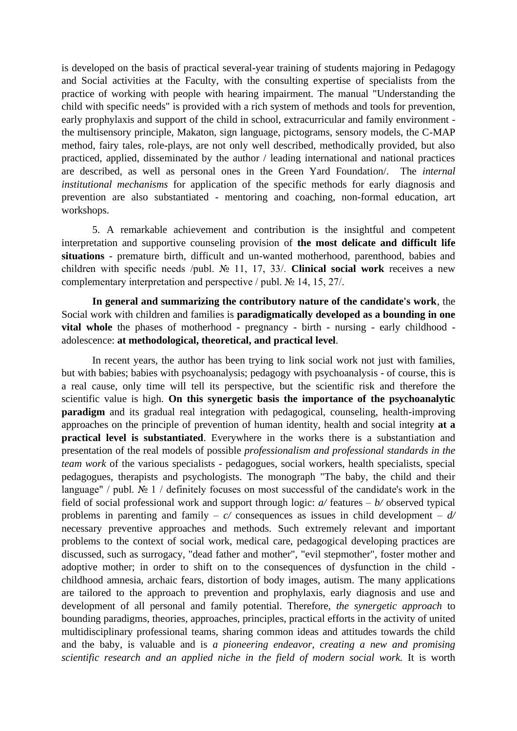is developed on the basis of practical several-year training of students majoring in Pedagogy and Social activities at the Faculty, with the consulting expertise of specialists from the practice of working with people with hearing impairment. The manual "Understanding the child with specific needs" is provided with a rich system of methods and tools for prevention, early prophylaxis and support of the child in school, extracurricular and family environment - the multisensory principle, Makaton, sign language, pictograms, sensory models, the C-MAP method, fairy tales, role-plays, are not only well described, methodically provided, but also practiced, applied, disseminated by the author / leading international and national practices are described, as well as personal ones in the Green Yard Foundation/. The *internal institutional mechanisms* for application of the specific methods for early diagnosis and prevention are also substantiated - mentoring and coaching, non-formal education, art workshops.

5. A remarkable achievement and contribution is the insightful and competent interpretation and supportive counseling provision of **the most delicate and difficult life situations** - premature birth, difficult and un-wanted motherhood, parenthood, babies and children with specific needs /publ. № 11, 17, 33/. **Clinical social work** receives a new complementary interpretation and perspective / publ. № 14, 15, 27/.

**In general and summarizing the contributory nature of the candidate's work**, the Social work with children and families is **paradigmatically developed as a bounding in one vital whole** the phases of motherhood - pregnancy - birth - nursing - early childhood - adolescence: **at methodological, theoretical, and practical level**.

In recent years, the author has been trying to link social work not just with families, but with babies; babies with psychoanalysis; pedagogy with psychoanalysis - of course, this is a real cause, only time will tell its perspective, but the scientific risk and therefore the scientific value is high. **On this synergetic basis the importance of the psychoanalytic paradigm** and its gradual real integration with pedagogical, counseling, health-improving approaches on the principle of prevention of human identity, health and social integrity **at a practical level is substantiated**. Everywhere in the works there is a substantiation and presentation of the real models of possible *professionalism and professional standards in the team work* of the various specialists - pedagogues, social workers, health specialists, special pedagogues, therapists and psychologists. The monograph "The baby, the child and their language" / publ. № 1 / definitely focuses on most successful of the candidate's work in the field of social professional work and support through logic: *a/* features – *b/* observed typical problems in parenting and family – *c/* consequences as issues in child development – *d/* necessary preventive approaches and methods. Such extremely relevant and important problems to the context of social work, medical care, pedagogical developing practices are discussed, such as surrogacy, "dead father and mother", "evil stepmother", foster mother and adoptive mother; in order to shift on to the consequences of dysfunction in the child - childhood amnesia, archaic fears, distortion of body images, autism. The many applications are tailored to the approach to prevention and prophylaxis, early diagnosis and use and development of all personal and family potential. Therefore, *the synergetic approach* to bounding paradigms, theories, approaches, principles, practical efforts in the activity of united multidisciplinary professional teams, sharing common ideas and attitudes towards the child and the baby, is valuable and is *a pioneering endeavor, creating a new and promising scientific research and an applied niche in the field of modern social work.* It is worth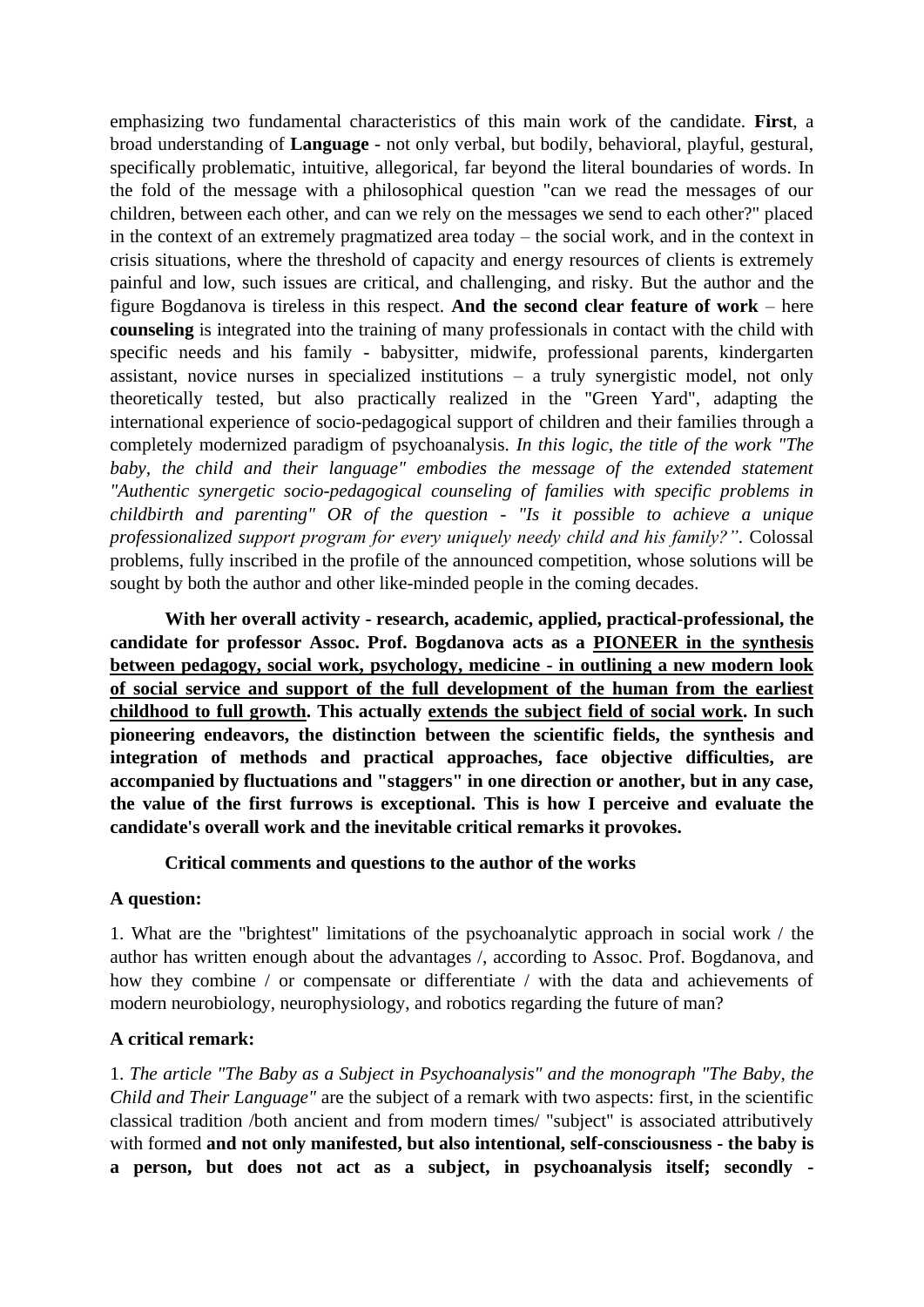emphasizing two fundamental characteristics of this main work of the candidate. **First**, a broad understanding of **Language** - not only verbal, but bodily, behavioral, playful, gestural, specifically problematic, intuitive, allegorical, far beyond the literal boundaries of words. In the fold of the message with a philosophical question "can we read the messages of our children, between each other, and can we rely on the messages we send to each other?" placed in the context of an extremely pragmatized area today – the social work, and in the context in crisis situations, where the threshold of capacity and energy resources of clients is extremely painful and low, such issues are critical, and challenging, and risky. But the author and the figure Bogdanova is tireless in this respect. **And the second clear feature of work** – here **counseling** is integrated into the training of many professionals in contact with the child with specific needs and his family - babysitter, midwife, professional parents, kindergarten assistant, novice nurses in specialized institutions – a truly synergistic model, not only theoretically tested, but also practically realized in the "Green Yard", adapting the international experience of socio-pedagogical support of children and their families through a completely modernized paradigm of psychoanalysis. *In this logic, the title of the work "The baby, the child and their language" embodies the message of the extended statement "Authentic synergetic socio-pedagogical counseling of families with specific problems in childbirth and parenting" OR of the question - "Is it possible to achieve a unique professionalized support program for every uniquely needy child and his family?".* Colossal problems, fully inscribed in the profile of the announced competition, whose solutions will be sought by both the author and other like-minded people in the coming decades.

**With her overall activity - research, academic, applied, practical-professional, the candidate for professor Assoc. Prof. Bogdanova acts as a <u>PIONEER in the synthesis between pedagogy, social work, psychology, medicine - in outlining a new modern look of social service and support of the full development of the human from the earliest childhood to full growth</u>. This actually <u>extends the subject field of social work</u>. In such pioneering endeavors, the distinction between the scientific fields, the synthesis and integration of methods and practical approaches, face objective difficulties, are accompanied by fluctuations and "staggers" in one direction or another, but in any case, the value of the first furrows is exceptional. This is how I perceive and evaluate the candidate's overall work and the inevitable critical remarks it provokes.**

**Critical comments and questions to the author of the works**

**A question:**

1. What are the "brightest" limitations of the psychoanalytic approach in social work / the author has written enough about the advantages /, according to Assoc. Prof. Bogdanova, and how they combine / or compensate or differentiate / with the data and achievements of modern neurobiology, neurophysiology, and robotics regarding the future of man?

**A critical remark:**

1. *The article "The Baby as a Subject in Psychoanalysis" and the monograph "The Baby, the Child and Their Language"* are the subject of a remark with two aspects: first, in the scientific classical tradition /both ancient and from modern times/ "subject" is associated attributively with formed **and not only manifested, but also intentional, self-consciousness - the baby is a person, but does not act as a subject, in psychoanalysis itself; secondly -**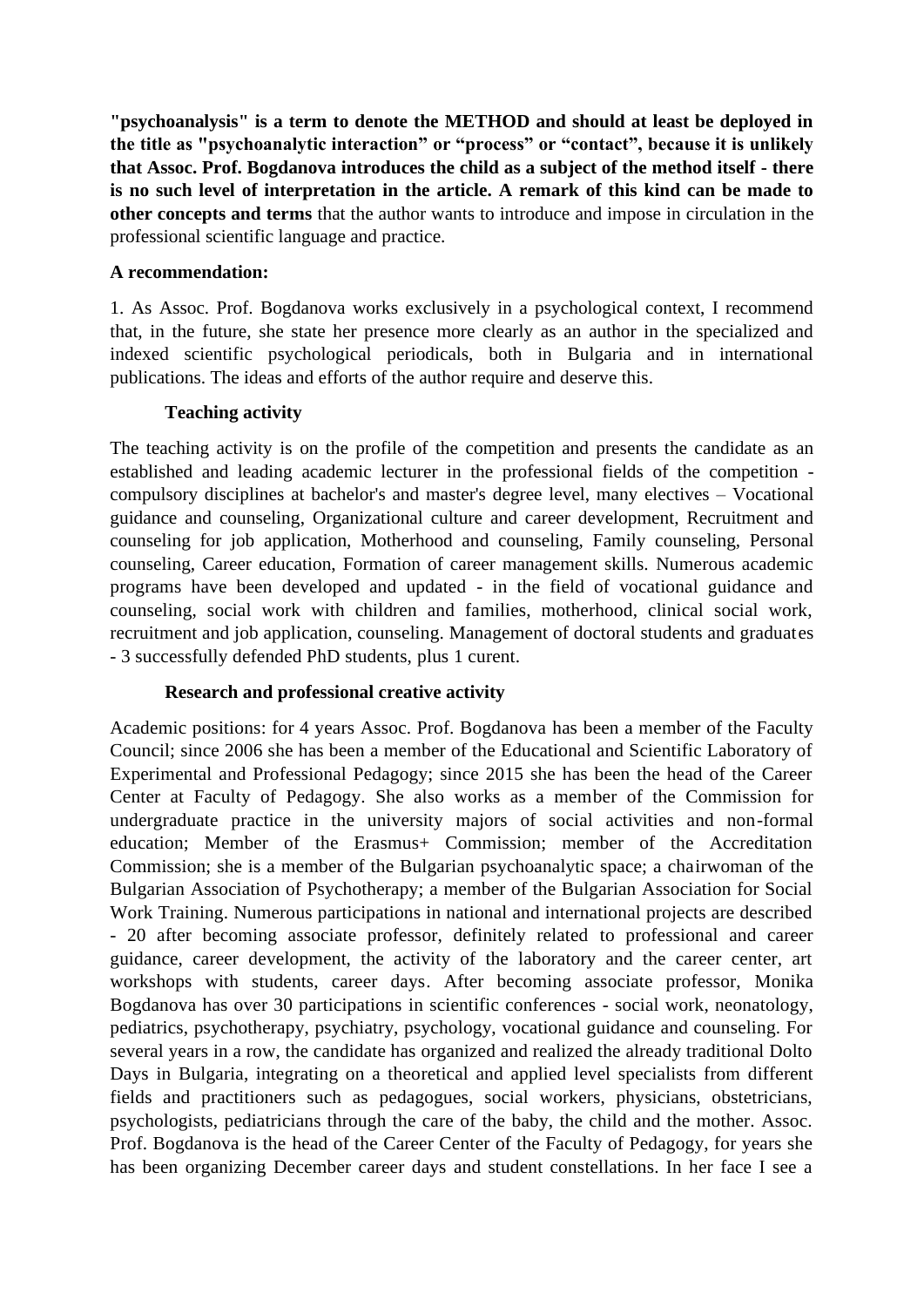**"psychoanalysis" is a term to denote the METHOD and should at least be deployed in the title as "psychoanalytic interaction" or "process" or "contact", because it is unlikely that Assoc. Prof. Bogdanova introduces the child as a subject of the method itself - there is no such level of interpretation in the article. A remark of this kind can be made to other concepts and terms** that the author wants to introduce and impose in circulation in the professional scientific language and practice.

**A recommendation:**

1. As Assoc. Prof. Bogdanova works exclusively in a psychological context, I recommend that, in the future, she state her presence more clearly as an author in the specialized and indexed scientific psychological periodicals, both in Bulgaria and in international publications. The ideas and efforts of the author require and deserve this.

**Teaching activity**

The teaching activity is on the profile of the competition and presents the candidate as an established and leading academic lecturer in the professional fields of the competition - compulsory disciplines at bachelor's and master's degree level, many electives – Vocational guidance and counseling, Organizational culture and career development, Recruitment and counseling for job application, Motherhood and counseling, Family counseling, Personal counseling, Career education, Formation of career management skills. Numerous academic programs have been developed and updated - in the field of vocational guidance and counseling, social work with children and families, motherhood, clinical social work, recruitment and job application, counseling. Management of doctoral students and graduates - 3 successfully defended PhD students, plus 1 curent.

**Research and professional creative activity**

Academic positions: for 4 years Assoc. Prof. Bogdanova has been a member of the Faculty Council; since 2006 she has been a member of the Educational and Scientific Laboratory of Experimental and Professional Pedagogy; since 2015 she has been the head of the Career Center at Faculty of Pedagogy. She also works as a member of the Commission for undergraduate practice in the university majors of social activities and non-formal education; Member of the Erasmus+ Commission; member of the Accreditation Commission; she is a member of the Bulgarian psychoanalytic space; a chairwoman of the Bulgarian Association of Psychotherapy; a member of the Bulgarian Association for Social Work Training. Numerous participations in national and international projects are described - 20 after becoming associate professor, definitely related to professional and career guidance, career development, the activity of the laboratory and the career center, art workshops with students, career days. After becoming associate professor, Monika Bogdanova has over 30 participations in scientific conferences - social work, neonatology, pediatrics, psychotherapy, psychiatry, psychology, vocational guidance and counseling. For several years in a row, the candidate has organized and realized the already traditional Dolto Days in Bulgaria, integrating on a theoretical and applied level specialists from different fields and practitioners such as pedagogues, social workers, physicians, obstetricians, psychologists, pediatricians through the care of the baby, the child and the mother. Assoc. Prof. Bogdanova is the head of the Career Center of the Faculty of Pedagogy, for years she has been organizing December career days and student constellations. In her face I see a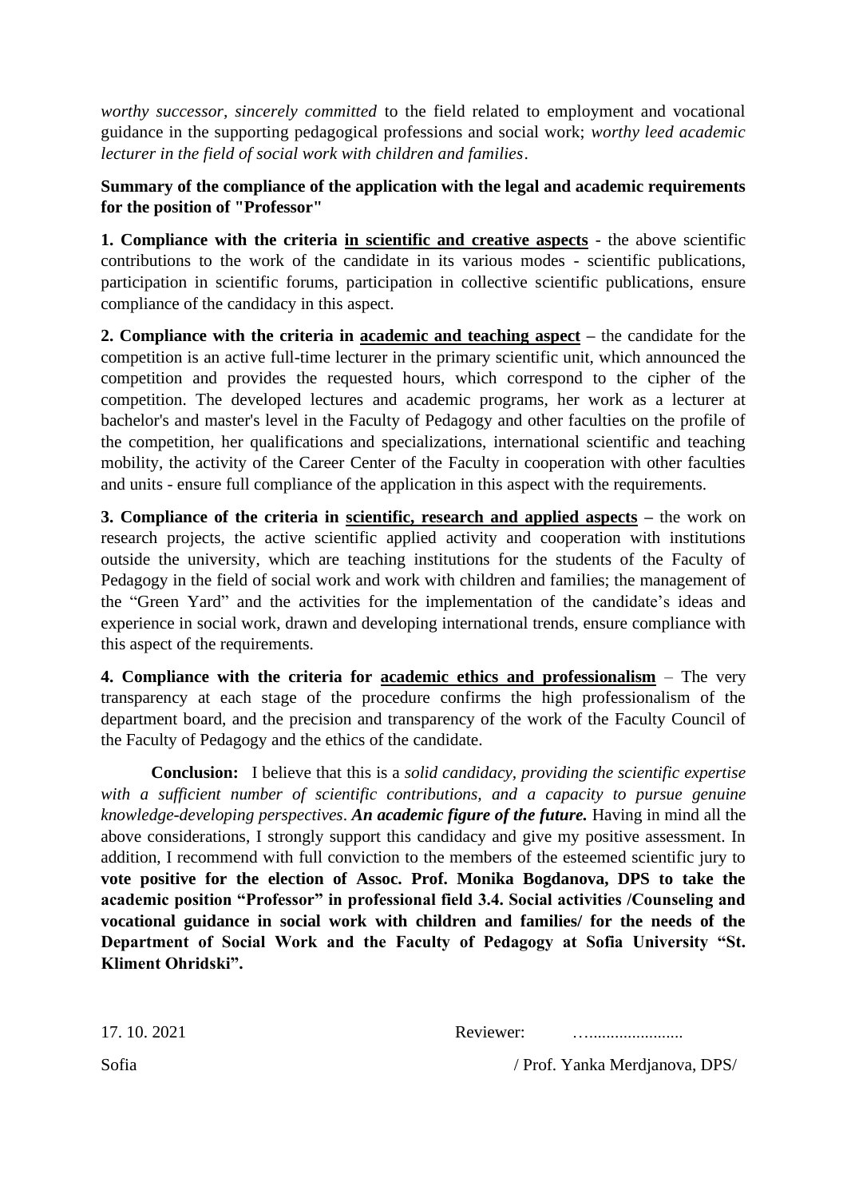*worthy successor, sincerely committed* to the field related to employment and vocational guidance in the supporting pedagogical professions and social work; *worthy leed academic lecturer in the field of social work with children and families*.

**Summary of the compliance of the application with the legal and academic requirements for the position of "Professor"**

**1. Compliance with the criteria <u>in scientific and creative aspects</u>** - the above scientific contributions to the work of the candidate in its various modes - scientific publications, participation in scientific forums, participation in collective scientific publications, ensure compliance of the candidacy in this aspect.

**2. Compliance with the criteria in <u>academic and teaching aspect</u> –** the candidate for the competition is an active full-time lecturer in the primary scientific unit, which announced the competition and provides the requested hours, which correspond to the cipher of the competition. The developed lectures and academic programs, her work as a lecturer at bachelor's and master's level in the Faculty of Pedagogy and other faculties on the profile of the competition, her qualifications and specializations, international scientific and teaching mobility, the activity of the Career Center of the Faculty in cooperation with other faculties and units - ensure full compliance of the application in this aspect with the requirements.

**3. Compliance of the criteria in <u>scientific, research and applied aspects</u> –** the work on research projects, the active scientific applied activity and cooperation with institutions outside the university, which are teaching institutions for the students of the Faculty of Pedagogy in the field of social work and work with children and families; the management of the "Green Yard" and the activities for the implementation of the candidate's ideas and experience in social work, drawn and developing international trends, ensure compliance with this aspect of the requirements.

**4. Compliance with the criteria for <u>academic ethics and professionalism</u>** – The very transparency at each stage of the procedure confirms the high professionalism of the department board, and the precision and transparency of the work of the Faculty Council of the Faculty of Pedagogy and the ethics of the candidate.

**Conclusion:** I believe that this is a *solid candidacy, providing the scientific expertise with a sufficient number of scientific contributions, and a capacity to pursue genuine knowledge-developing perspectives*. ***An academic figure of the future.*** Having in mind all the above considerations, I strongly support this candidacy and give my positive assessment. In addition, I recommend with full conviction to the members of the esteemed scientific jury to **vote positive for the election of Assoc. Prof. Monika Bogdanova, DPS to take the academic position "Professor" in professional field 3.4. Social activities /Counseling and vocational guidance in social work with children and families/ for the needs of the Department of Social Work and the Faculty of Pedagogy at Sofia University "St. Kliment Ohridski".**

17. 10. 2021 Reviewer: …......................

Sofia / Prof. Yanka Merdjanova, DPS/